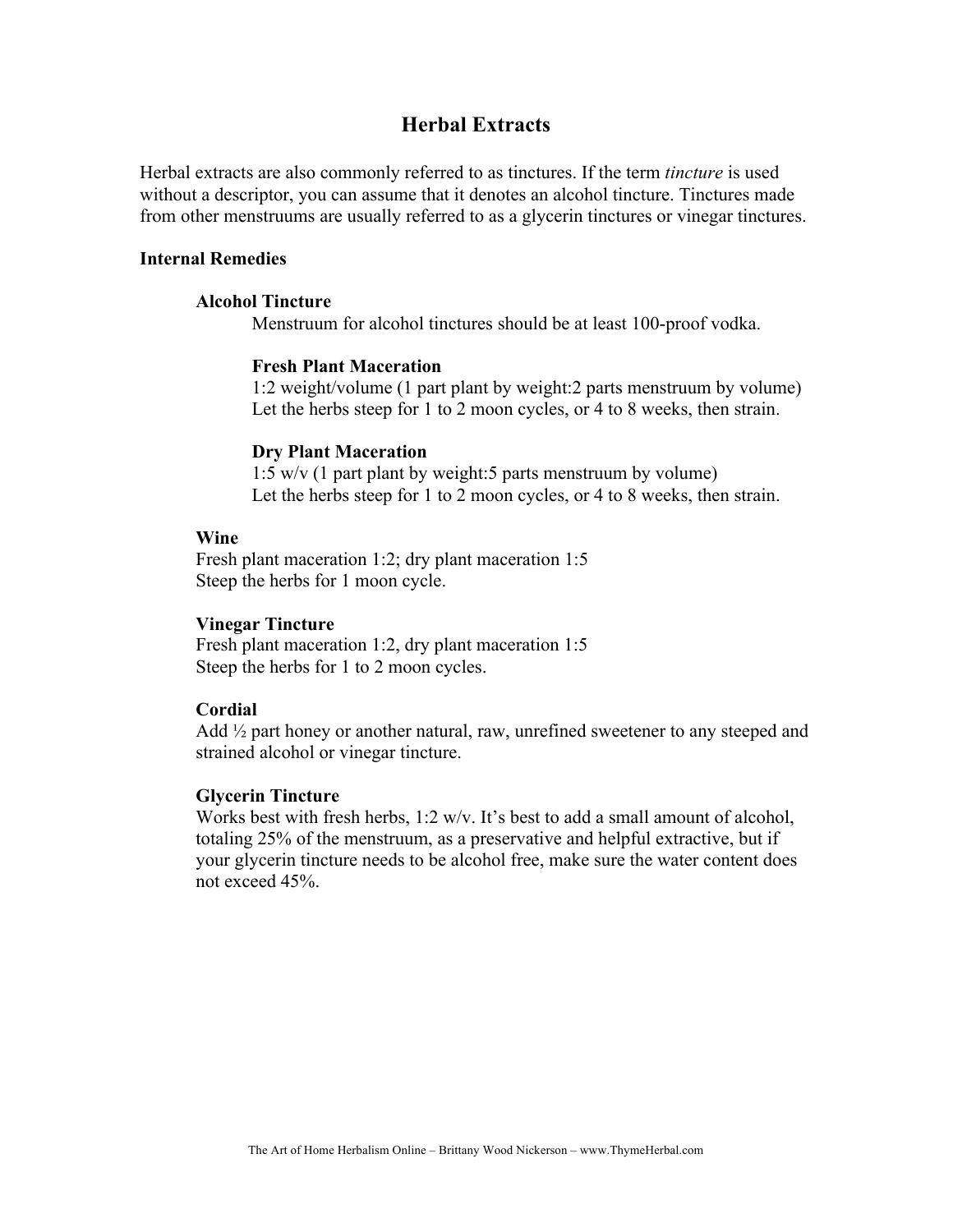# Herbal Extracts

Herbal extracts are also commonly referred to as tinctures. If the term *tincture* is used without a descriptor, you can assume that it denotes an alcohol tincture. Tinctures made from other menstruums are usually referred to as a glycerin tinctures or vinegar tinctures.

## Internal Remedies

### Alcohol Tincture

Menstruum for alcohol tinctures should be at least 100-proof vodka.

#### Fresh Plant Maceration

1:2 weight/volume (1 part plant by weight:2 parts menstruum by volume)
Let the herbs steep for 1 to 2 moon cycles, or 4 to 8 weeks, then strain.

#### Dry Plant Maceration

1:5 w/v (1 part plant by weight:5 parts menstruum by volume)
Let the herbs steep for 1 to 2 moon cycles, or 4 to 8 weeks, then strain.

### Wine

Fresh plant maceration 1:2; dry plant maceration 1:5
Steep the herbs for 1 moon cycle.

### Vinegar Tincture

Fresh plant maceration 1:2, dry plant maceration 1:5
Steep the herbs for 1 to 2 moon cycles.

### Cordial

Add ½ part honey or another natural, raw, unrefined sweetener to any steeped and strained alcohol or vinegar tincture.

### Glycerin Tincture

Works best with fresh herbs, 1:2 w/v. It's best to add a small amount of alcohol, totaling 25% of the menstruum, as a preservative and helpful extractive, but if your glycerin tincture needs to be alcohol free, make sure the water content does not exceed 45%.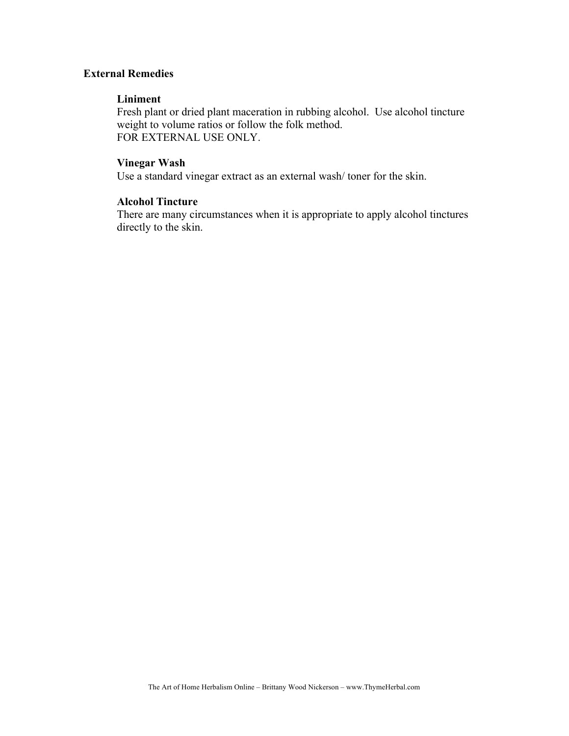## External Remedies

### Liniment

Fresh plant or dried plant maceration in rubbing alcohol. Use alcohol tincture weight to volume ratios or follow the folk method.
FOR EXTERNAL USE ONLY.

### Vinegar Wash

Use a standard vinegar extract as an external wash/ toner for the skin.

### Alcohol Tincture

There are many circumstances when it is appropriate to apply alcohol tinctures directly to the skin.